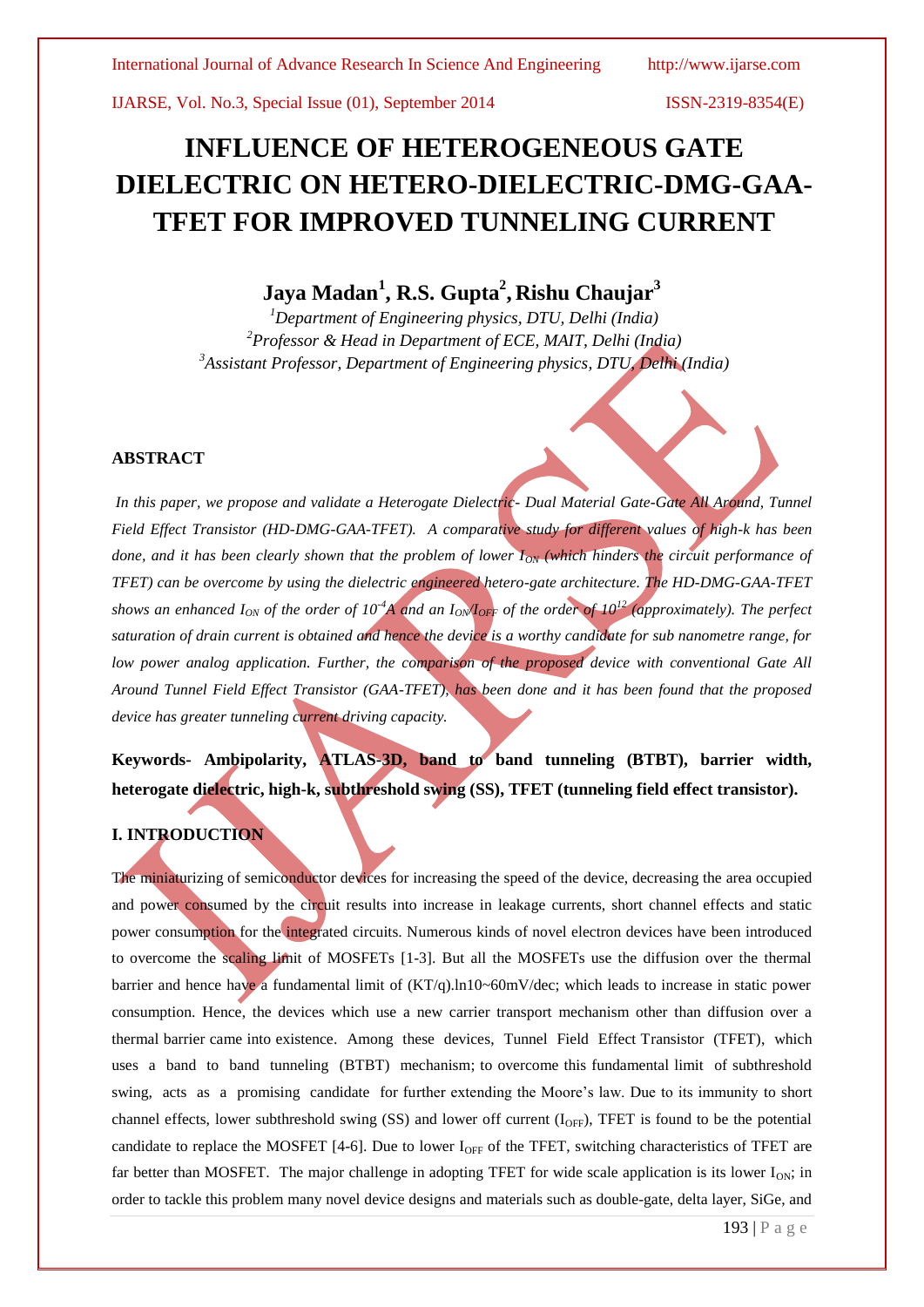# INFLUENCE OF HETEROGENEOUS GATE DIELECTRIC ON HETERO-DIELECTRIC-DMG-GAA-TFET FOR IMPROVED TUNNELING CURRENT

**Jaya Madan[1], R.S. Gupta[2], Rishu Chaujar[3]**

*[1]Department of Engineering physics, DTU, Delhi (India)*
*[2]Professor & Head in Department of ECE, MAIT, Delhi (India)*
*[3]Assistant Professor, Department of Engineering physics, DTU, Delhi (India)*

## ABSTRACT

*In this paper, we propose and validate a Heterogate Dielectric- Dual Material Gate-Gate All Around, Tunnel Field Effect Transistor (HD-DMG-GAA-TFET). A comparative study for different values of high-k has been done, and it has been clearly shown that the problem of lower $I_{ON}$ (which hinders the circuit performance of TFET) can be overcome by using the dielectric engineered hetero-gate architecture. The HD-DMG-GAA-TFET shows an enhanced $I_{ON}$ of the order of $10^{-4}$A and an $I_{ON}/I_{OFF}$ of the order of $10^{12}$ (approximately). The perfect saturation of drain current is obtained and hence the device is a worthy candidate for sub nanometre range, for low power analog application. Further, the comparison of the proposed device with conventional Gate All Around Tunnel Field Effect Transistor (GAA-TFET), has been done and it has been found that the proposed device has greater tunneling current driving capacity.*

**Keywords- Ambipolarity, ATLAS-3D, band to band tunneling (BTBT), barrier width, heterogate dielectric, high-k, subthreshold swing (SS), TFET (tunneling field effect transistor).**

## I. INTRODUCTION

The miniaturizing of semiconductor devices for increasing the speed of the device, decreasing the area occupied and power consumed by the circuit results into increase in leakage currents, short channel effects and static power consumption for the integrated circuits. Numerous kinds of novel electron devices have been introduced to overcome the scaling limit of MOSFETs [1-3]. But all the MOSFETs use the diffusion over the thermal barrier and hence have a fundamental limit of (KT/q).ln10~60mV/dec; which leads to increase in static power consumption. Hence, the devices which use a new carrier transport mechanism other than diffusion over a thermal barrier came into existence. Among these devices, Tunnel Field Effect Transistor (TFET), which uses a band to band tunneling (BTBT) mechanism; to overcome this fundamental limit of subthreshold swing, acts as a promising candidate for further extending the Moore's law. Due to its immunity to short channel effects, lower subthreshold swing (SS) and lower off current ($I_{OFF}$), TFET is found to be the potential candidate to replace the MOSFET [4-6]. Due to lower $I_{OFF}$ of the TFET, switching characteristics of TFET are far better than MOSFET. The major challenge in adopting TFET for wide scale application is its lower $I_{ON}$; in order to tackle this problem many novel device designs and materials such as double-gate, delta layer, SiGe, and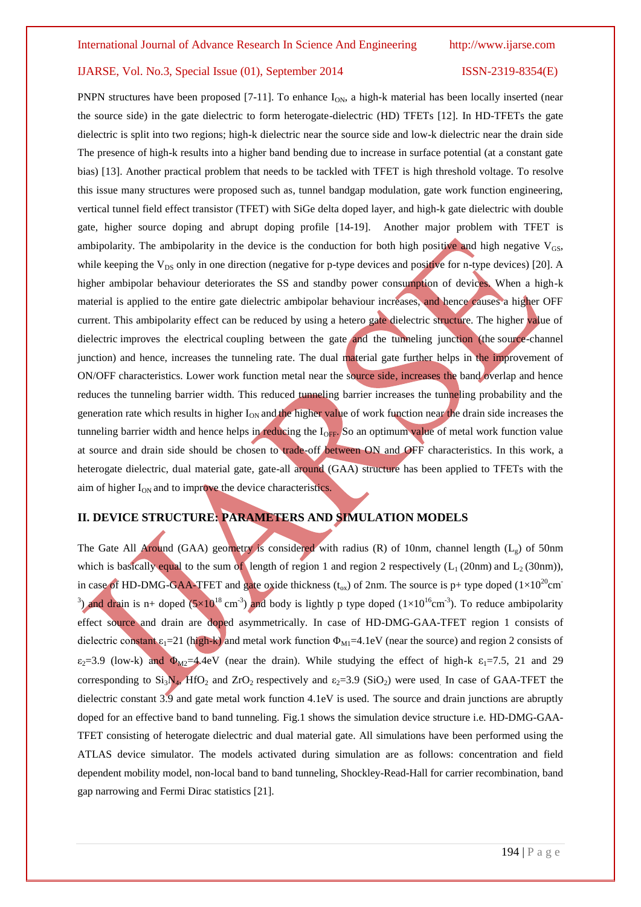PNPN structures have been proposed [7-11]. To enhance $I_{ON}$, a high-k material has been locally inserted (near the source side) in the gate dielectric to form heterogate-dielectric (HD) TFETs [12]. In HD-TFETs the gate dielectric is split into two regions; high-k dielectric near the source side and low-k dielectric near the drain side The presence of high-k results into a higher band bending due to increase in surface potential (at a constant gate bias) [13]. Another practical problem that needs to be tackled with TFET is high threshold voltage. To resolve this issue many structures were proposed such as, tunnel bandgap modulation, gate work function engineering, vertical tunnel field effect transistor (TFET) with SiGe delta doped layer, and high-k gate dielectric with double gate, higher source doping and abrupt doping profile [14-19]. Another major problem with TFET is ambipolarity. The ambipolarity in the device is the conduction for both high positive and high negative $V_{GS}$, while keeping the $V_{DS}$ only in one direction (negative for p-type devices and positive for n-type devices) [20]. A higher ambipolar behaviour deteriorates the SS and standby power consumption of devices. When a high-k material is applied to the entire gate dielectric ambipolar behaviour increases, and hence causes a higher OFF current. This ambipolarity effect can be reduced by using a hetero gate dielectric structure. The higher value of dielectric improves the electrical coupling between the gate and the tunneling junction (the source-channel junction) and hence, increases the tunneling rate. The dual material gate further helps in the improvement of ON/OFF characteristics. Lower work function metal near the source side, increases the band overlap and hence reduces the tunneling barrier width. This reduced tunneling barrier increases the tunneling probability and the generation rate which results in higher $I_{ON}$ and the higher value of work function near the drain side increases the tunneling barrier width and hence helps in reducing the $I_{OFF}$. So an optimum value of metal work function value at source and drain side should be chosen to trade-off between ON and OFF characteristics. In this work, a heterogate dielectric, dual material gate, gate-all around (GAA) structure has been applied to TFETs with the aim of higher $I_{ON}$ and to improve the device characteristics.

## II. DEVICE STRUCTURE: PARAMETERS AND SIMULATION MODELS

The Gate All Around (GAA) geometry is considered with radius (R) of 10nm, channel length ($L_g$) of 50nm which is basically equal to the sum of length of region 1 and region 2 respectively ($L_1$ (20nm) and $L_2$ (30nm)), in case of HD-DMG-GAA-TFET and gate oxide thickness ($t_{ox}$) of 2nm. The source is p+ type doped ($1\times10^{20}$cm$^{-3}$) and drain is n+ doped ($5\times10^{18}$ cm$^{-3}$) and body is lightly p type doped ($1\times10^{16}$cm$^{-3}$). To reduce ambipolarity effect source and drain are doped asymmetrically. In case of HD-DMG-GAA-TFET region 1 consists of dielectric constant $\varepsilon_1$=21 (high-k) and metal work function $\Phi_{M1}$=4.1eV (near the source) and region 2 consists of $\varepsilon_2$=3.9 (low-k) and $\Phi_{M2}$=4.4eV (near the drain). While studying the effect of high-k $\varepsilon_1$=7.5, 21 and 29 corresponding to $Si_3N_4$, $HfO_2$ and $ZrO_2$ respectively and $\varepsilon_2$=3.9 ($SiO_2$) were used. In case of GAA-TFET the dielectric constant 3.9 and gate metal work function 4.1eV is used. The source and drain junctions are abruptly doped for an effective band to band tunneling. Fig.1 shows the simulation device structure i.e. HD-DMG-GAA-TFET consisting of heterogate dielectric and dual material gate. All simulations have been performed using the ATLAS device simulator. The models activated during simulation are as follows: concentration and field dependent mobility model, non-local band to band tunneling, Shockley-Read-Hall for carrier recombination, band gap narrowing and Fermi Dirac statistics [21].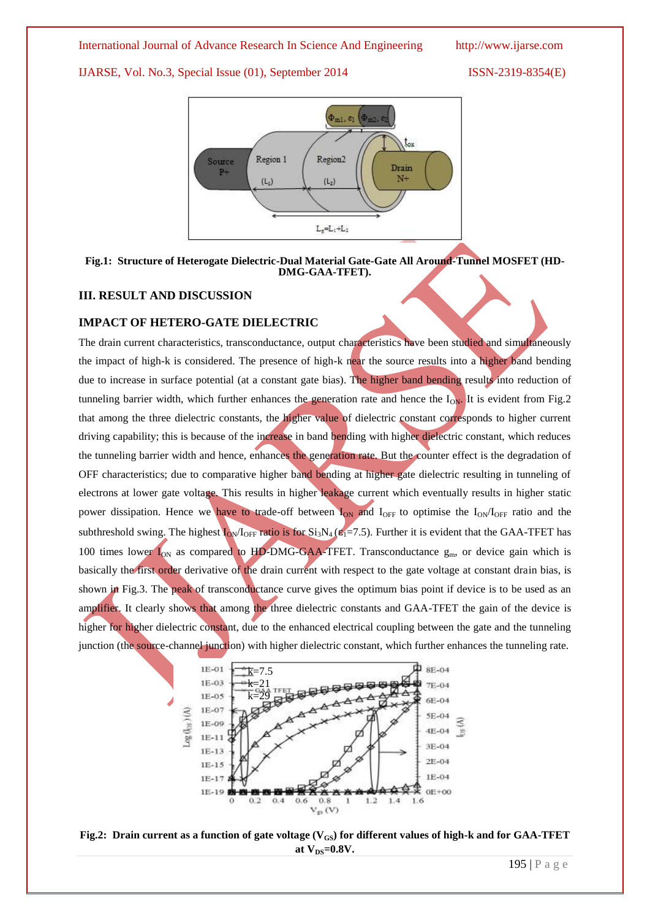**Fig.1: Structure of Heterogate Dielectric-Dual Material Gate-Gate All Around-Tunnel MOSFET (HD-DMG-GAA-TFET).**

## III. RESULT AND DISCUSSION

### IMPACT OF HETERO-GATE DIELECTRIC

The drain current characteristics, transconductance, output characteristics have been studied and simultaneously the impact of high-k is considered. The presence of high-k near the source results into a higher band bending due to increase in surface potential (at a constant gate bias). The higher band bending results into reduction of tunneling barrier width, which further enhances the generation rate and hence the $I_{ON}$. It is evident from Fig.2 that among the three dielectric constants, the higher value of dielectric constant corresponds to higher current driving capability; this is because of the increase in band bending with higher dielectric constant, which reduces the tunneling barrier width and hence, enhances the generation rate. But the counter effect is the degradation of OFF characteristics; due to comparative higher band bending at higher gate dielectric resulting in tunneling of electrons at lower gate voltage. This results in higher leakage current which eventually results in higher static power dissipation. Hence we have to trade-off between $I_{ON}$ and $I_{OFF}$ to optimise the $I_{ON}/I_{OFF}$ ratio and the subthreshold swing. The highest $I_{ON}/I_{OFF}$ ratio is for $Si_3N_4$ ($\varepsilon_1$=7.5). Further it is evident that the GAA-TFET has 100 times lower $I_{ON}$ as compared to HD-DMG-GAA-TFET. Transconductance $g_m$, or device gain which is basically the first order derivative of the drain current with respect to the gate voltage at constant drain bias, is shown in Fig.3. The peak of transconductance curve gives the optimum bias point if device is to be used as an amplifier. It clearly shows that among the three dielectric constants and GAA-TFET the gain of the device is higher for higher dielectric constant, due to the enhanced electrical coupling between the gate and the tunneling junction (the source-channel junction) with higher dielectric constant, which further enhances the tunneling rate.

**Fig.2: Drain current as a function of gate voltage ($V_{GS}$) for different values of high-k and for GAA-TFET at $V_{DS}$=0.8V.**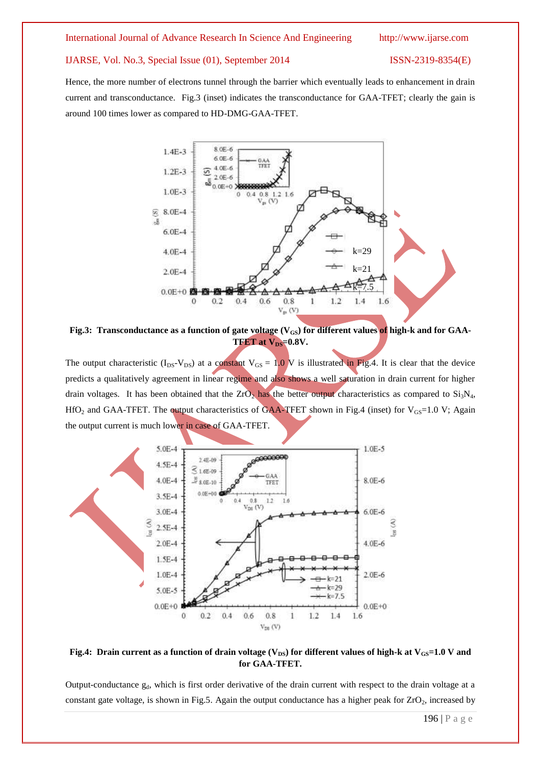Hence, the more number of electrons tunnel through the barrier which eventually leads to enhancement in drain current and transconductance. Fig.3 (inset) indicates the transconductance for GAA-TFET; clearly the gain is around 100 times lower as compared to HD-DMG-GAA-TFET.

**Fig.3: Transconductance as a function of gate voltage ($V_{GS}$) for different values of high-k and for GAA-TFET at $V_{DS}$=0.8V.**

The output characteristic ($I_{DS}$-$V_{DS}$) at a constant $V_{GS}$ = 1.0 V is illustrated in Fig.4. It is clear that the device predicts a qualitatively agreement in linear regime and also shows a well saturation in drain current for higher drain voltages. It has been obtained that the $ZrO_2$ has the better output characteristics as compared to $Si_3N_4$, $HfO_2$ and GAA-TFET. The output characteristics of GAA-TFET shown in Fig.4 (inset) for $V_{GS}$=1.0 V; Again the output current is much lower in case of GAA-TFET.

**Fig.4: Drain current as a function of drain voltage ($V_{DS}$) for different values of high-k at $V_{GS}$=1.0 V and for GAA-TFET.**

Output-conductance $g_d$, which is first order derivative of the drain current with respect to the drain voltage at a constant gate voltage, is shown in Fig.5. Again the output conductance has a higher peak for $ZrO_2$, increased by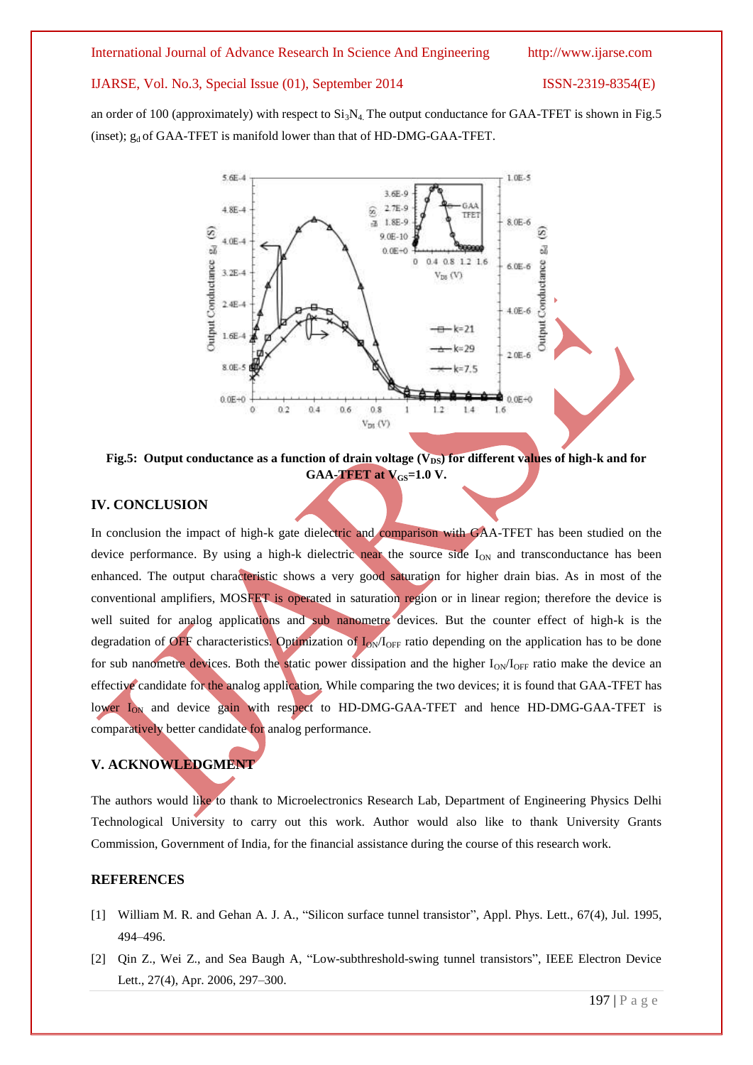an order of 100 (approximately) with respect to $Si_3N_4$. The output conductance for GAA-TFET is shown in Fig.5 (inset); $g_d$ of GAA-TFET is manifold lower than that of HD-DMG-GAA-TFET.

**Fig.5: Output conductance as a function of drain voltage ($V_{DS}$) for different values of high-k and for GAA-TFET at $V_{GS}$=1.0 V.**

## IV. CONCLUSION

In conclusion the impact of high-k gate dielectric and comparison with GAA-TFET has been studied on the device performance. By using a high-k dielectric near the source side $I_{ON}$ and transconductance has been enhanced. The output characteristic shows a very good saturation for higher drain bias. As in most of the conventional amplifiers, MOSFET is operated in saturation region or in linear region; therefore the device is well suited for analog applications and sub nanometre devices. But the counter effect of high-k is the degradation of OFF characteristics. Optimization of $I_{ON}/I_{OFF}$ ratio depending on the application has to be done for sub nanometre devices. Both the static power dissipation and the higher $I_{ON}/I_{OFF}$ ratio make the device an effective candidate for the analog application. While comparing the two devices; it is found that GAA-TFET has lower $I_{ON}$ and device gain with respect to HD-DMG-GAA-TFET and hence HD-DMG-GAA-TFET is comparatively better candidate for analog performance.

## V. ACKNOWLEDGMENT

The authors would like to thank to Microelectronics Research Lab, Department of Engineering Physics Delhi Technological University to carry out this work. Author would also like to thank University Grants Commission, Government of India, for the financial assistance during the course of this research work.

## REFERENCES

[1] William M. R. and Gehan A. J. A., "Silicon surface tunnel transistor", Appl. Phys. Lett., 67(4), Jul. 1995, 494–496.

[2] Qin Z., Wei Z., and Sea Baugh A, "Low-subthreshold-swing tunnel transistors", IEEE Electron Device Lett., 27(4), Apr. 2006, 297–300.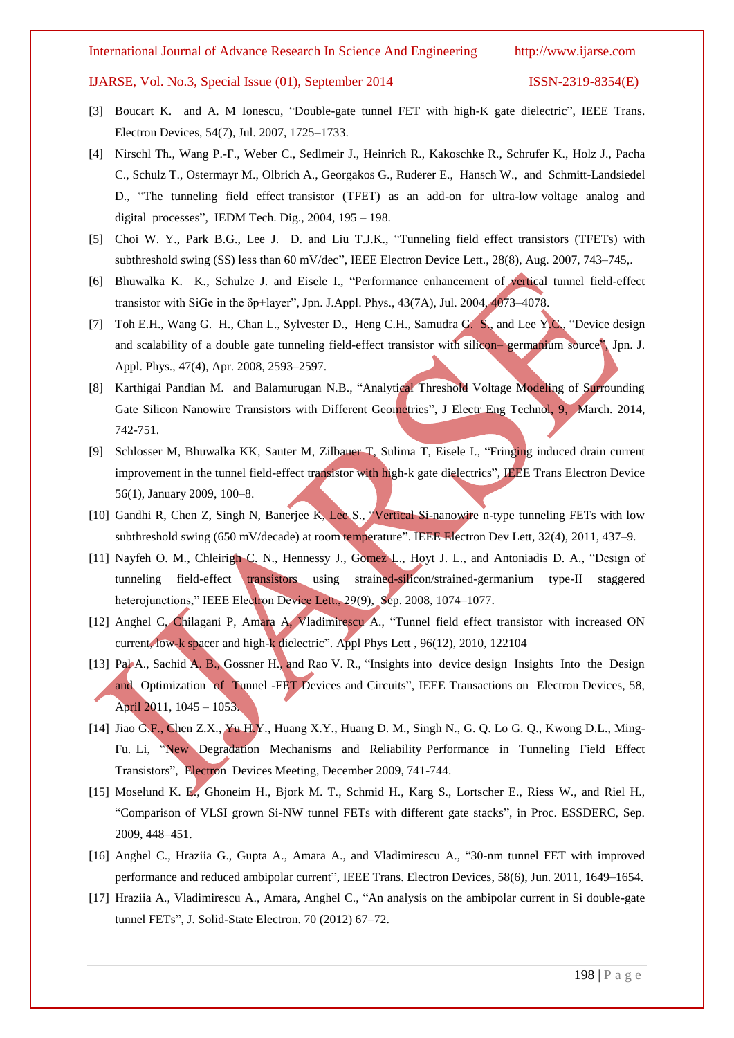[3] Boucart K. and A. M Ionescu, "Double-gate tunnel FET with high-K gate dielectric", IEEE Trans. Electron Devices, 54(7), Jul. 2007, 1725–1733.

[4] Nirschl Th., Wang P.-F., Weber C., Sedlmeir J., Heinrich R., Kakoschke R., Schrufer K., Holz J., Pacha C., Schulz T., Ostermayr M., Olbrich A., Georgakos G., Ruderer E., Hansch W., and Schmitt-Landsiedel D., "The tunneling field effect transistor (TFET) as an add-on for ultra-low voltage analog and digital processes", IEDM Tech. Dig., 2004, 195 – 198.

[5] Choi W. Y., Park B.G., Lee J. D. and Liu T.J.K., "Tunneling field effect transistors (TFETs) with subthreshold swing (SS) less than 60 mV/dec", IEEE Electron Device Lett., 28(8), Aug. 2007, 743–745,.

[6] Bhuwalka K. K., Schulze J. and Eisele I., "Performance enhancement of vertical tunnel field-effect transistor with SiGe in the δp+layer", Jpn. J.Appl. Phys., 43(7A), Jul. 2004, 4073–4078.

[7] Toh E.H., Wang G. H., Chan L., Sylvester D., Heng C.H., Samudra G. S., and Lee Y.C., "Device design and scalability of a double gate tunneling field-effect transistor with silicon– germanium source", Jpn. J. Appl. Phys., 47(4), Apr. 2008, 2593–2597.

[8] Karthigai Pandian M. and Balamurugan N.B., "Analytical Threshold Voltage Modeling of Surrounding Gate Silicon Nanowire Transistors with Different Geometries", J Electr Eng Technol, 9, March. 2014, 742-751.

[9] Schlosser M, Bhuwalka KK, Sauter M, Zilbauer T, Sulima T, Eisele I., "Fringing induced drain current improvement in the tunnel field-effect transistor with high-k gate dielectrics", IEEE Trans Electron Device 56(1), January 2009, 100–8.

[10] Gandhi R, Chen Z, Singh N, Banerjee K, Lee S., "Vertical Si-nanowire n-type tunneling FETs with low subthreshold swing (650 mV/decade) at room temperature". IEEE Electron Dev Lett, 32(4), 2011, 437–9.

[11] Nayfeh O. M., Chleirigh C. N., Hennessy J., Gomez L., Hoyt J. L., and Antoniadis D. A., "Design of tunneling field-effect transistors using strained-silicon/strained-germanium type-II staggered heterojunctions," IEEE Electron Device Lett., 29(9), Sep. 2008, 1074–1077.

[12] Anghel C, Chilagani P, Amara A, Vladimirescu A., "Tunnel field effect transistor with increased ON current, low-k spacer and high-k dielectric". Appl Phys Lett , 96(12), 2010, 122104

[13] Pal A., Sachid A. B., Gossner H., and Rao V. R., "Insights into device design Insights Into the Design and Optimization of Tunnel -FET Devices and Circuits", IEEE Transactions on Electron Devices, 58, April 2011, 1045 – 1053.

[14] Jiao G.F., Chen Z.X., Yu H.Y., Huang X.Y., Huang D. M., Singh N., G. Q. Lo G. Q., Kwong D.L., Ming-Fu. Li, "New Degradation Mechanisms and Reliability Performance in Tunneling Field Effect Transistors", Electron Devices Meeting, December 2009, 741-744.

[15] Moselund K. E., Ghoneim H., Bjork M. T., Schmid H., Karg S., Lortscher E., Riess W., and Riel H., "Comparison of VLSI grown Si-NW tunnel FETs with different gate stacks", in Proc. ESSDERC, Sep. 2009, 448–451.

[16] Anghel C., Hraziia G., Gupta A., Amara A., and Vladimirescu A., "30-nm tunnel FET with improved performance and reduced ambipolar current", IEEE Trans. Electron Devices, 58(6), Jun. 2011, 1649–1654.

[17] Hraziia A., Vladimirescu A., Amara, Anghel C., "An analysis on the ambipolar current in Si double-gate tunnel FETs", J. Solid-State Electron. 70 (2012) 67–72.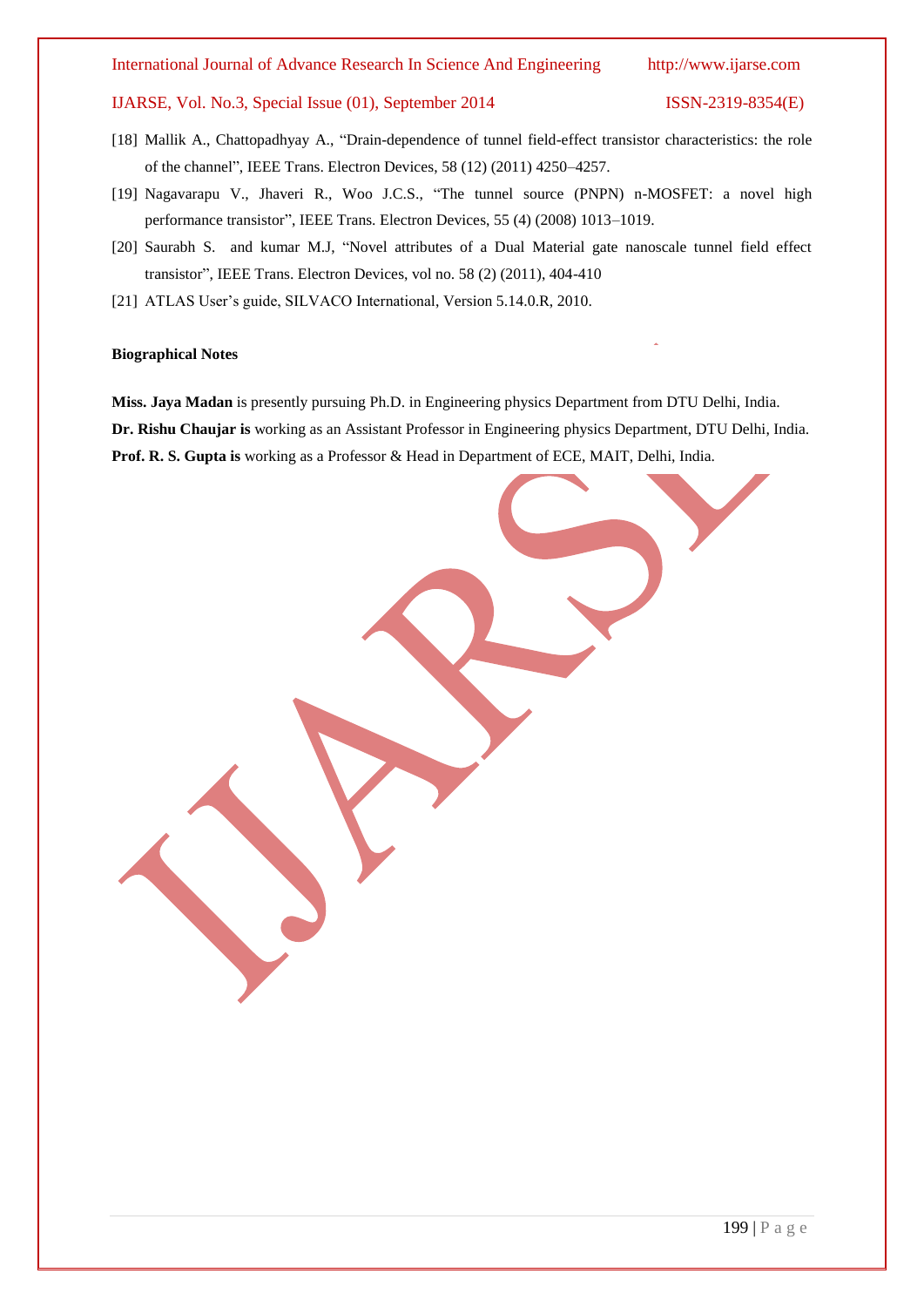[18] Mallik A., Chattopadhyay A., "Drain-dependence of tunnel field-effect transistor characteristics: the role of the channel", IEEE Trans. Electron Devices, 58 (12) (2011) 4250–4257.

[19] Nagavarapu V., Jhaveri R., Woo J.C.S., "The tunnel source (PNPN) n-MOSFET: a novel high performance transistor", IEEE Trans. Electron Devices, 55 (4) (2008) 1013–1019.

[20] Saurabh S. and kumar M.J, "Novel attributes of a Dual Material gate nanoscale tunnel field effect transistor", IEEE Trans. Electron Devices, vol no. 58 (2) (2011), 404-410

[21] ATLAS User's guide, SILVACO International, Version 5.14.0.R, 2010.

**Biographical Notes**

**Miss. Jaya Madan** is presently pursuing Ph.D. in Engineering physics Department from DTU Delhi, India.

**Dr. Rishu Chaujar is** working as an Assistant Professor in Engineering physics Department, DTU Delhi, India.

**Prof. R. S. Gupta is** working as a Professor & Head in Department of ECE, MAIT, Delhi, India.